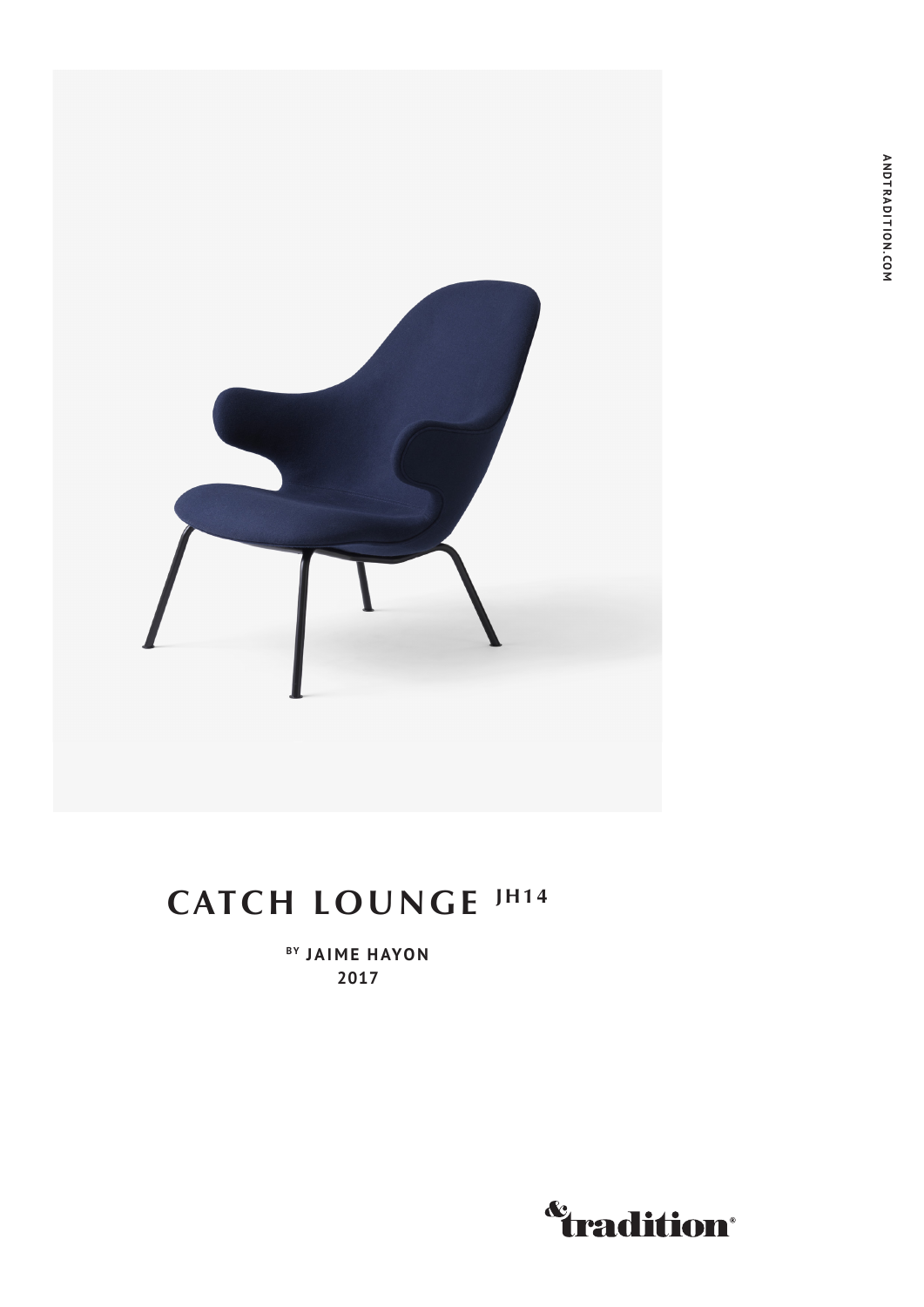# CATCH LOUNGE [JH14]

BY **JAIME HAYON**
**2017**

ANDTRADITION.COM

&tradition®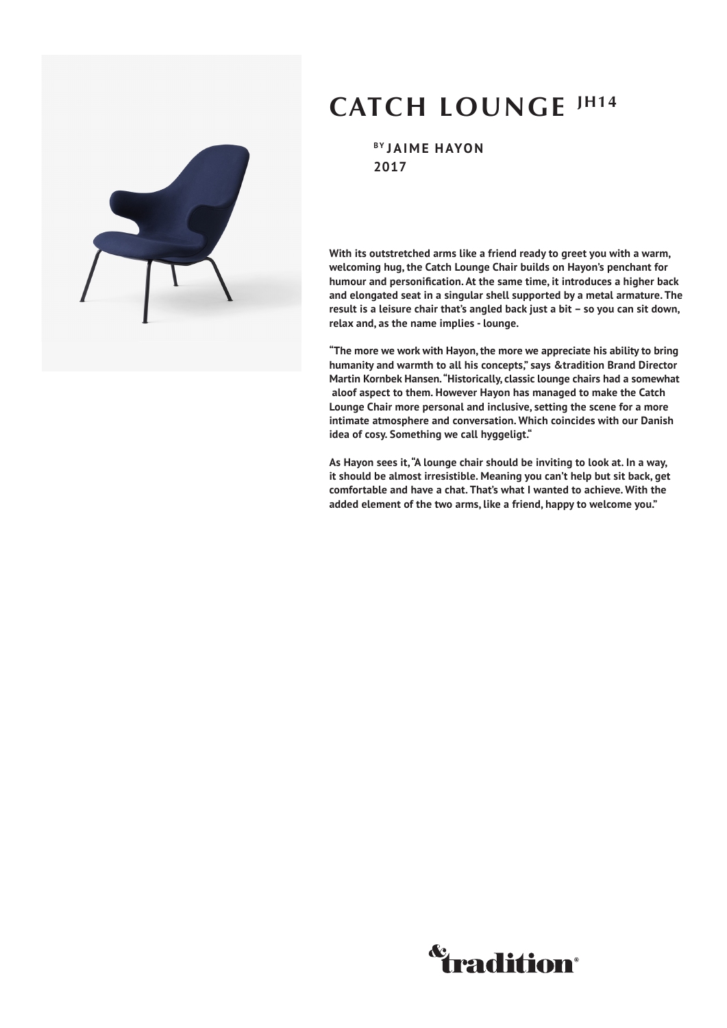# CATCH LOUNGE JH14

BY **JAIME HAYON**
**2017**

**With its outstretched arms like a friend ready to greet you with a warm, welcoming hug, the Catch Lounge Chair builds on Hayon's penchant for humour and personification. At the same time, it introduces a higher back and elongated seat in a singular shell supported by a metal armature. The result is a leisure chair that's angled back just a bit – so you can sit down, relax and, as the name implies - lounge.**

**"The more we work with Hayon, the more we appreciate his ability to bring humanity and warmth to all his concepts," says &tradition Brand Director Martin Kornbek Hansen. "Historically, classic lounge chairs had a somewhat aloof aspect to them. However Hayon has managed to make the Catch Lounge Chair more personal and inclusive, setting the scene for a more intimate atmosphere and conversation. Which coincides with our Danish idea of cosy. Something we call hyggeligt."**

**As Hayon sees it, "A lounge chair should be inviting to look at. In a way, it should be almost irresistible. Meaning you can't help but sit back, get comfortable and have a chat. That's what I wanted to achieve. With the added element of the two arms, like a friend, happy to welcome you."**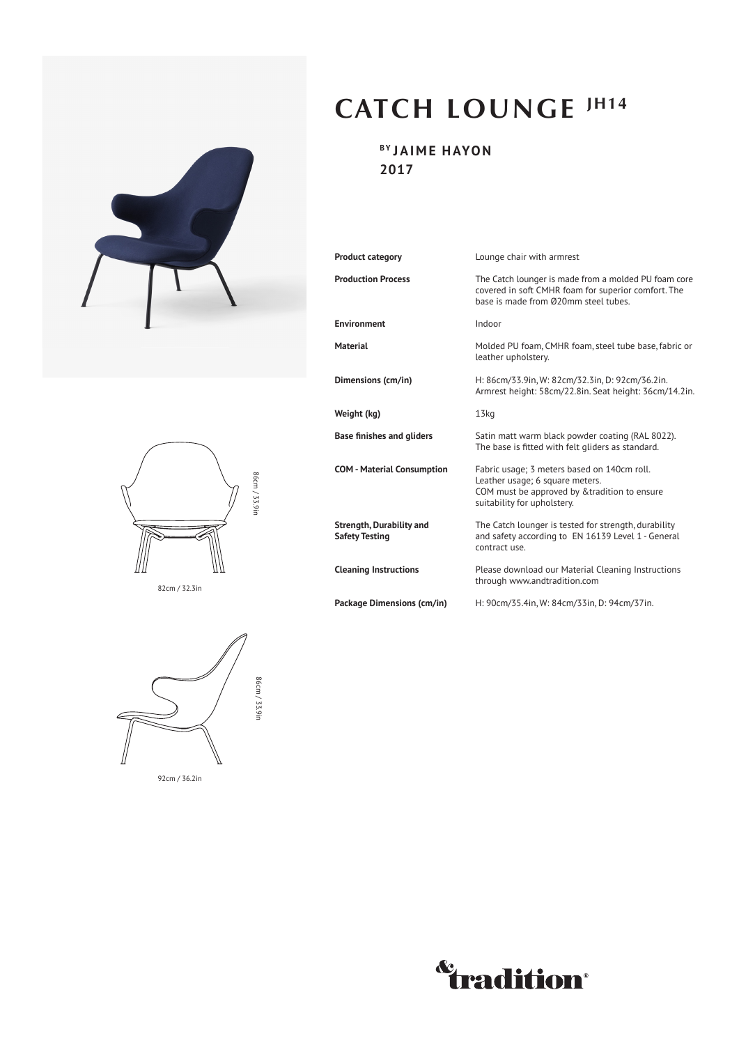# CATCH LOUNGE JH14

**BY JAIME HAYON**
**2017**

| | |
|---|---|
| **Product category** | Lounge chair with armrest |
| **Production Process** | The Catch lounger is made from a molded PU foam core covered in soft CMHR foam for superior comfort. The base is made from Ø20mm steel tubes. |
| **Environment** | Indoor |
| **Material** | Molded PU foam, CMHR foam, steel tube base, fabric or leather upholstery. |
| **Dimensions (cm/in)** | H: 86cm/33.9in, W: 82cm/32.3in, D: 92cm/36.2in. Armrest height: 58cm/22.8in. Seat height: 36cm/14.2in. |
| **Weight (kg)** | 13kg |
| **Base finishes and gliders** | Satin matt warm black powder coating (RAL 8022). The base is fitted with felt gliders as standard. |
| **COM - Material Consumption** | Fabric usage; 3 meters based on 140cm roll. Leather usage; 6 square meters. COM must be approved by &tradition to ensure suitability for upholstery. |
| **Strength, Durability and Safety Testing** | The Catch lounger is tested for strength, durability and safety according to EN 16139 Level 1 - General contract use. |
| **Cleaning Instructions** | Please download our Material Cleaning Instructions through www.andtradition.com |
| **Package Dimensions (cm/in)** | H: 90cm/35.4in, W: 84cm/33in, D: 94cm/37in. |

86cm / 33.9in

82cm / 32.3in

86cm / 33.9in

92cm / 36.2in

&tradition®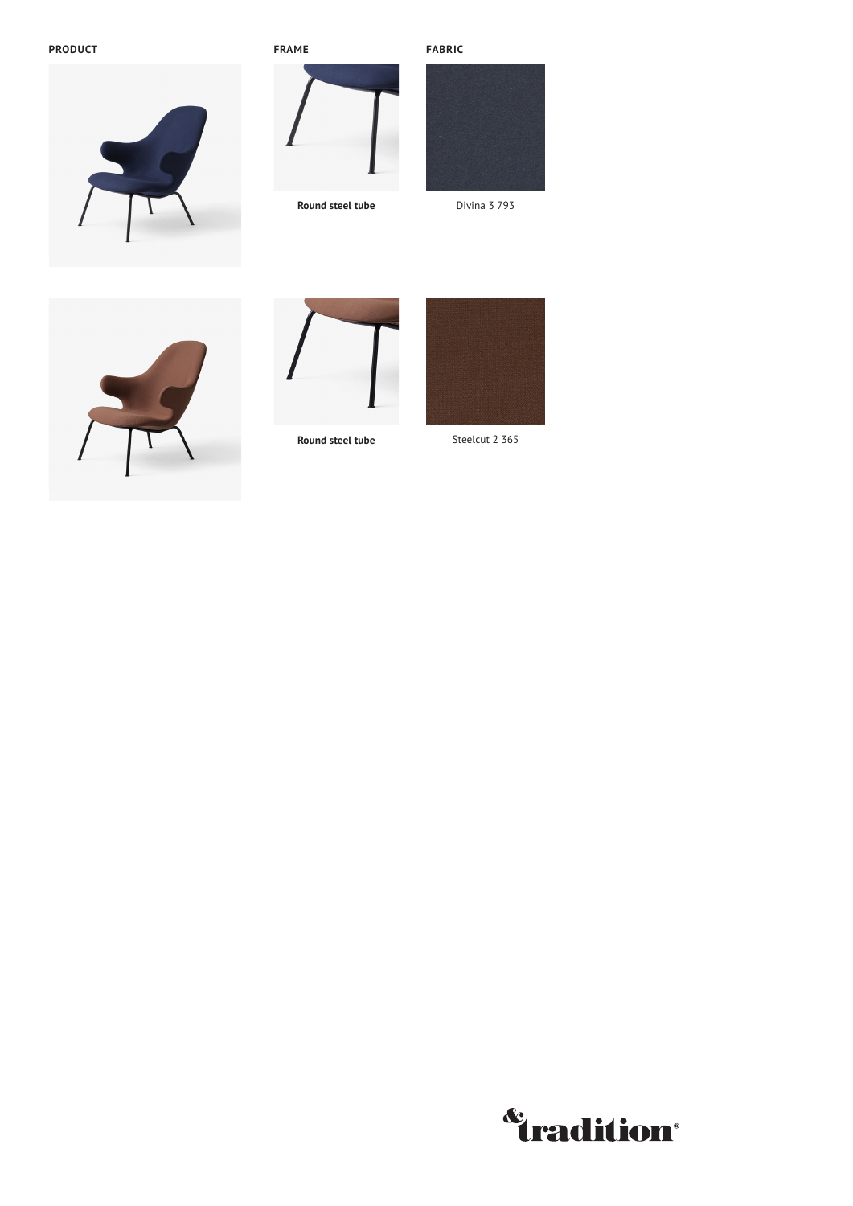| PRODUCT | FRAME | FABRIC |
| --- | --- | --- |
| | **Round steel tube** | Divina 3 793 |
| | **Round steel tube** | Steelcut 2 365 |

&tradition®